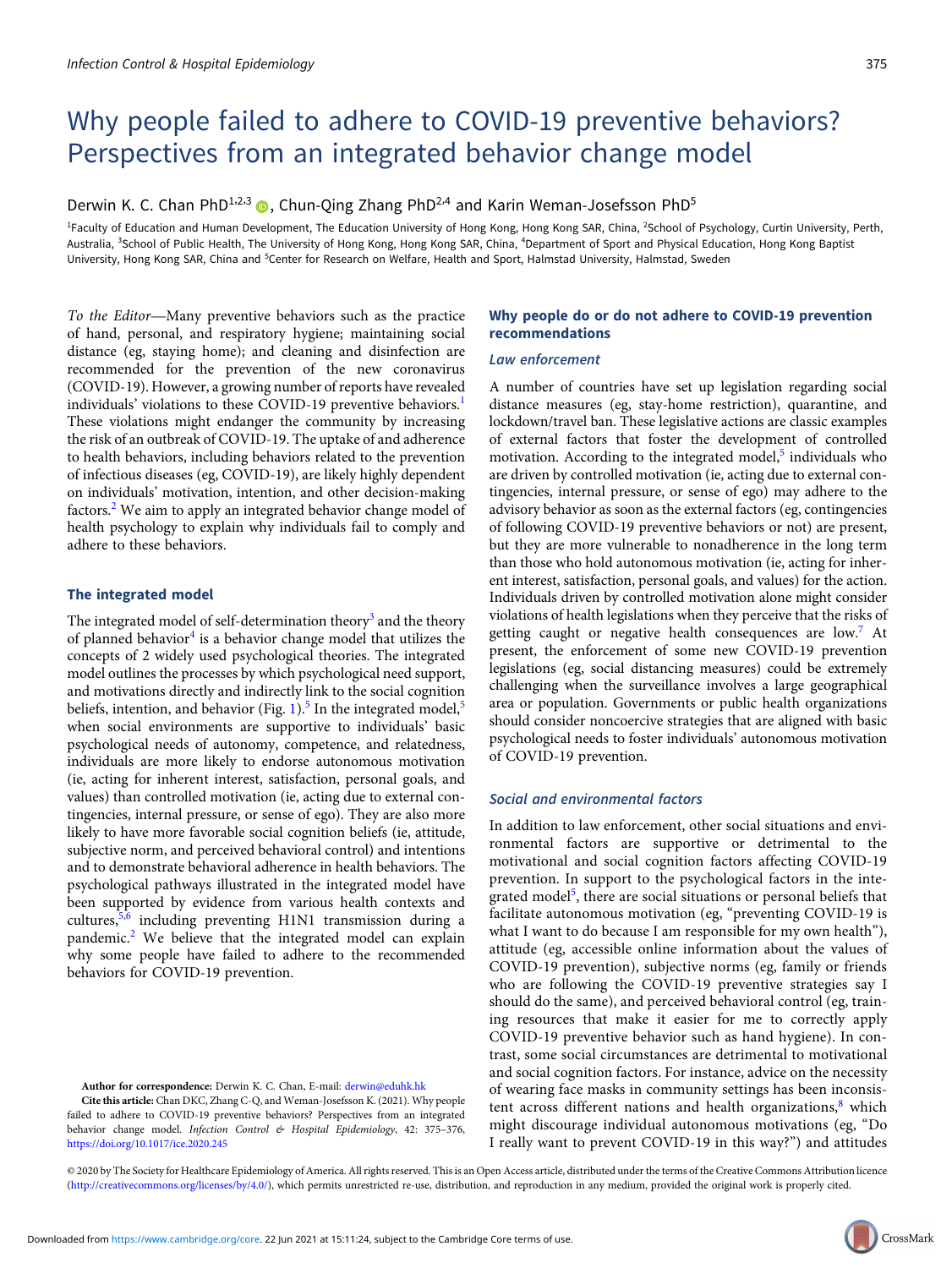# Why people failed to adhere to COVID-19 preventive behaviors? Perspectives from an integrated behavior change model

Derwin K. C. Chan PhD[1,2,3], Chun-Qing Zhang PhD[2,4] and Karin Weman-Josefsson PhD[5]

[1]Faculty of Education and Human Development, The Education University of Hong Kong, Hong Kong SAR, China, [2]School of Psychology, Curtin University, Perth, Australia, [3]School of Public Health, The University of Hong Kong, Hong Kong SAR, China, [4]Department of Sport and Physical Education, Hong Kong Baptist University, Hong Kong SAR, China and [5]Center for Research on Welfare, Health and Sport, Halmstad University, Halmstad, Sweden

*To the Editor*—Many preventive behaviors such as the practice of hand, personal, and respiratory hygiene; maintaining social distance (eg, staying home); and cleaning and disinfection are recommended for the prevention of the new coronavirus (COVID-19). However, a growing number of reports have revealed individuals' violations to these COVID-19 preventive behaviors.[1] These violations might endanger the community by increasing the risk of an outbreak of COVID-19. The uptake of and adherence to health behaviors, including behaviors related to the prevention of infectious diseases (eg, COVID-19), are likely highly dependent on individuals' motivation, intention, and other decision-making factors.[2] We aim to apply an integrated behavior change model of health psychology to explain why individuals fail to comply and adhere to these behaviors.

## The integrated model

The integrated model of self-determination theory[3] and the theory of planned behavior[4] is a behavior change model that utilizes the concepts of 2 widely used psychological theories. The integrated model outlines the processes by which psychological need support, and motivations directly and indirectly link to the social cognition beliefs, intention, and behavior (Fig. 1).[5] In the integrated model,[5] when social environments are supportive to individuals' basic psychological needs of autonomy, competence, and relatedness, individuals are more likely to endorse autonomous motivation (ie, acting for inherent interest, satisfaction, personal goals, and values) than controlled motivation (ie, acting due to external contingencies, internal pressure, or sense of ego). They are also more likely to have more favorable social cognition beliefs (ie, attitude, subjective norm, and perceived behavioral control) and intentions and to demonstrate behavioral adherence in health behaviors. The psychological pathways illustrated in the integrated model have been supported by evidence from various health contexts and cultures,[5,6] including preventing H1N1 transmission during a pandemic.[2] We believe that the integrated model can explain why some people have failed to adhere to the recommended behaviors for COVID-19 prevention.

## Why people do or do not adhere to COVID-19 prevention recommendations

### Law enforcement

A number of countries have set up legislation regarding social distance measures (eg, stay-home restriction), quarantine, and lockdown/travel ban. These legislative actions are classic examples of external factors that foster the development of controlled motivation. According to the integrated model,[5] individuals who are driven by controlled motivation (ie, acting due to external contingencies, internal pressure, or sense of ego) may adhere to the advisory behavior as soon as the external factors (eg, contingencies of following COVID-19 preventive behaviors or not) are present, but they are more vulnerable to nonadherence in the long term than those who hold autonomous motivation (ie, acting for inherent interest, satisfaction, personal goals, and values) for the action. Individuals driven by controlled motivation alone might consider violations of health legislations when they perceive that the risks of getting caught or negative health consequences are low.[7] At present, the enforcement of some new COVID-19 prevention legislations (eg, social distancing measures) could be extremely challenging when the surveillance involves a large geographical area or population. Governments or public health organizations should consider noncoercive strategies that are aligned with basic psychological needs to foster individuals' autonomous motivation of COVID-19 prevention.

### Social and environmental factors

In addition to law enforcement, other social situations and environmental factors are supportive or detrimental to the motivational and social cognition factors affecting COVID-19 prevention. In support to the psychological factors in the integrated model[5], there are social situations or personal beliefs that facilitate autonomous motivation (eg, "preventing COVID-19 is what I want to do because I am responsible for my own health"), attitude (eg, accessible online information about the values of COVID-19 prevention), subjective norms (eg, family or friends who are following the COVID-19 preventive strategies say I should do the same), and perceived behavioral control (eg, training resources that make it easier for me to correctly apply COVID-19 preventive behavior such as hand hygiene). In contrast, some social circumstances are detrimental to motivational and social cognition factors. For instance, advice on the necessity of wearing face masks in community settings has been inconsistent across different nations and health organizations,[8] which might discourage individual autonomous motivations (eg, "Do I really want to prevent COVID-19 in this way?") and attitudes

**Author for correspondence:** Derwin K. C. Chan, E-mail: derwin@eduhk.hk

**Cite this article:** Chan DKC, Zhang C-Q, and Weman-Josefsson K. (2021). Why people failed to adhere to COVID-19 preventive behaviors? Perspectives from an integrated behavior change model. *Infection Control & Hospital Epidemiology*, 42: 375–376, https://doi.org/10.1017/ice.2020.245

© 2020 by The Society for Healthcare Epidemiology of America. All rights reserved. This is an Open Access article, distributed under the terms of the Creative Commons Attribution licence (http://creativecommons.org/licenses/by/4.0/), which permits unrestricted re-use, distribution, and reproduction in any medium, provided the original work is properly cited.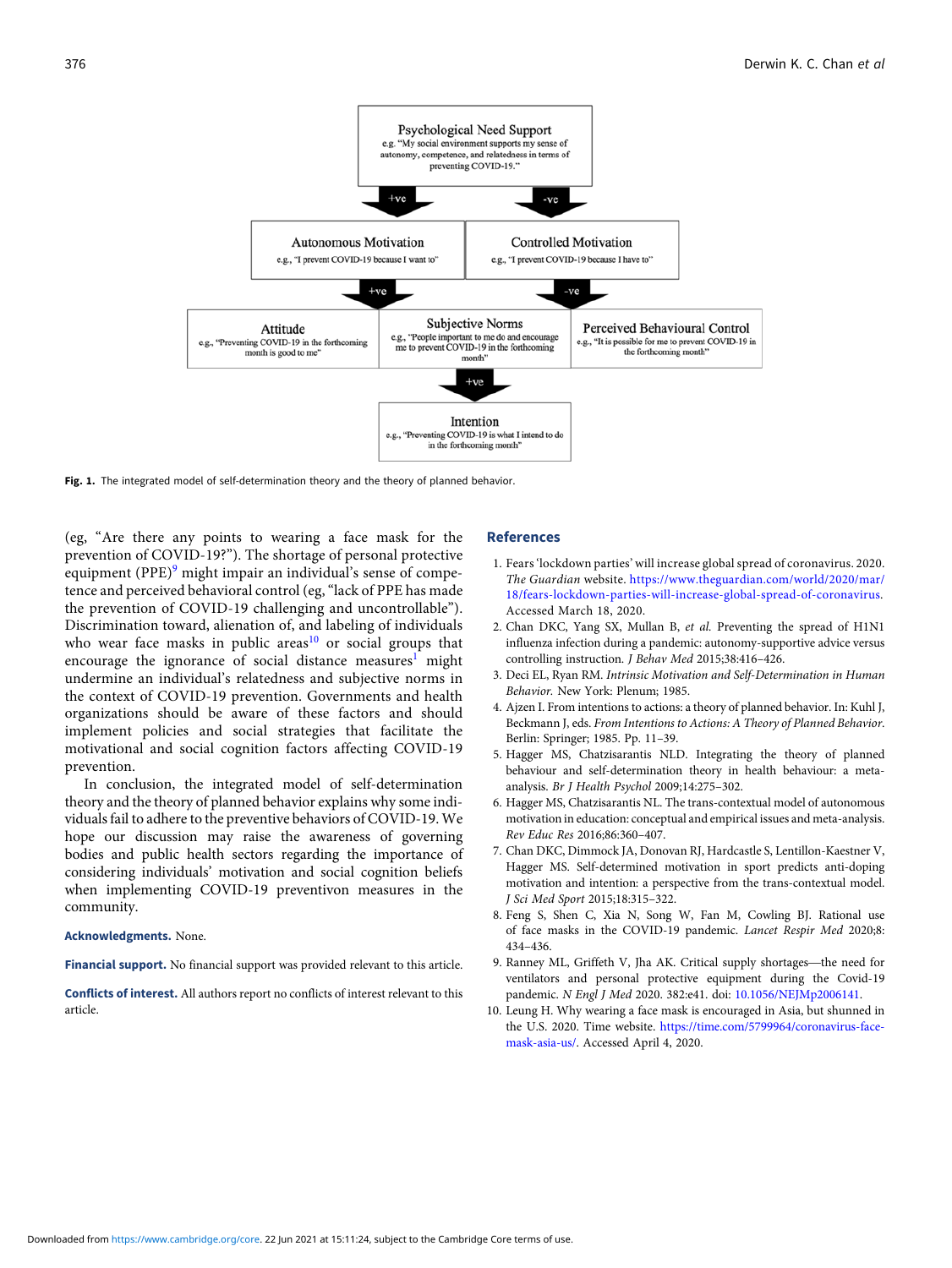Psychological Need Support
e.g. "My social environment supports my sense of autonomy, competence, and relatedness in terms of preventing COVID-19."

+ve

-ve

Autonomous Motivation
e.g., "I prevent COVID-19 because I want to"

Controlled Motivation
e.g., "I prevent COVID-19 because I have to"

+ve

-ve

Attitude
e.g., "Preventing COVID-19 in the forthcoming month is good to me"

Subjective Norms
e.g., "People important to me do and encourage me to prevent COVID-19 in the forthcoming month"

Perceived Behavioural Control
e.g., "It is possible for me to prevent COVID-19 in the forthcoming month"

+ve

Intention
e.g., "Preventing COVID-19 is what I intend to do in the forthcoming month"

**Fig. 1.** The integrated model of self-determination theory and the theory of planned behavior.

(eg, "Are there any points to wearing a face mask for the prevention of COVID-19?"). The shortage of personal protective equipment (PPE)[9] might impair an individual's sense of competence and perceived behavioral control (eg, "lack of PPE has made the prevention of COVID-19 challenging and uncontrollable"). Discrimination toward, alienation of, and labeling of individuals who wear face masks in public areas[10] or social groups that encourage the ignorance of social distance measures[1] might undermine an individual's relatedness and subjective norms in the context of COVID-19 prevention. Governments and health organizations should be aware of these factors and should implement policies and social strategies that facilitate the motivational and social cognition factors affecting COVID-19 prevention.

In conclusion, the integrated model of self-determination theory and the theory of planned behavior explains why some individuals fail to adhere to the preventive behaviors of COVID-19. We hope our discussion may raise the awareness of governing bodies and public health sectors regarding the importance of considering individuals' motivation and social cognition beliefs when implementing COVID-19 preventivon measures in the community.

**Acknowledgments.** None.

**Financial support.** No financial support was provided relevant to this article.

**Conflicts of interest.** All authors report no conflicts of interest relevant to this article.

## References

1. Fears 'lockdown parties' will increase global spread of coronavirus. 2020. *The Guardian* website. https://www.theguardian.com/world/2020/mar/18/fears-lockdown-parties-will-increase-global-spread-of-coronavirus. Accessed March 18, 2020.
2. Chan DKC, Yang SX, Mullan B, *et al.* Preventing the spread of H1N1 influenza infection during a pandemic: autonomy-supportive advice versus controlling instruction. *J Behav Med* 2015;38:416–426.
3. Deci EL, Ryan RM. *Intrinsic Motivation and Self-Determination in Human Behavior.* New York: Plenum; 1985.
4. Ajzen I. From intentions to actions: a theory of planned behavior. In: Kuhl J, Beckmann J, eds. *From Intentions to Actions: A Theory of Planned Behavior.* Berlin: Springer; 1985. Pp. 11–39.
5. Hagger MS, Chatzisarantis NLD. Integrating the theory of planned behaviour and self-determination theory in health behaviour: a meta-analysis. *Br J Health Psychol* 2009;14:275–302.
6. Hagger MS, Chatzisarantis NL. The trans-contextual model of autonomous motivation in education: conceptual and empirical issues and meta-analysis. *Rev Educ Res* 2016;86:360–407.
7. Chan DKC, Dimmock JA, Donovan RJ, Hardcastle S, Lentillon-Kaestner V, Hagger MS. Self-determined motivation in sport predicts anti-doping motivation and intention: a perspective from the trans-contextual model. *J Sci Med Sport* 2015;18:315–322.
8. Feng S, Shen C, Xia N, Song W, Fan M, Cowling BJ. Rational use of face masks in the COVID-19 pandemic. *Lancet Respir Med* 2020;8: 434–436.
9. Ranney ML, Griffeth V, Jha AK. Critical supply shortages—the need for ventilators and personal protective equipment during the Covid-19 pandemic. *N Engl J Med* 2020. 382:e41. doi: 10.1056/NEJMp2006141.
10. Leung H. Why wearing a face mask is encouraged in Asia, but shunned in the U.S. 2020. Time website. https://time.com/5799964/coronavirus-face-mask-asia-us/. Accessed April 4, 2020.